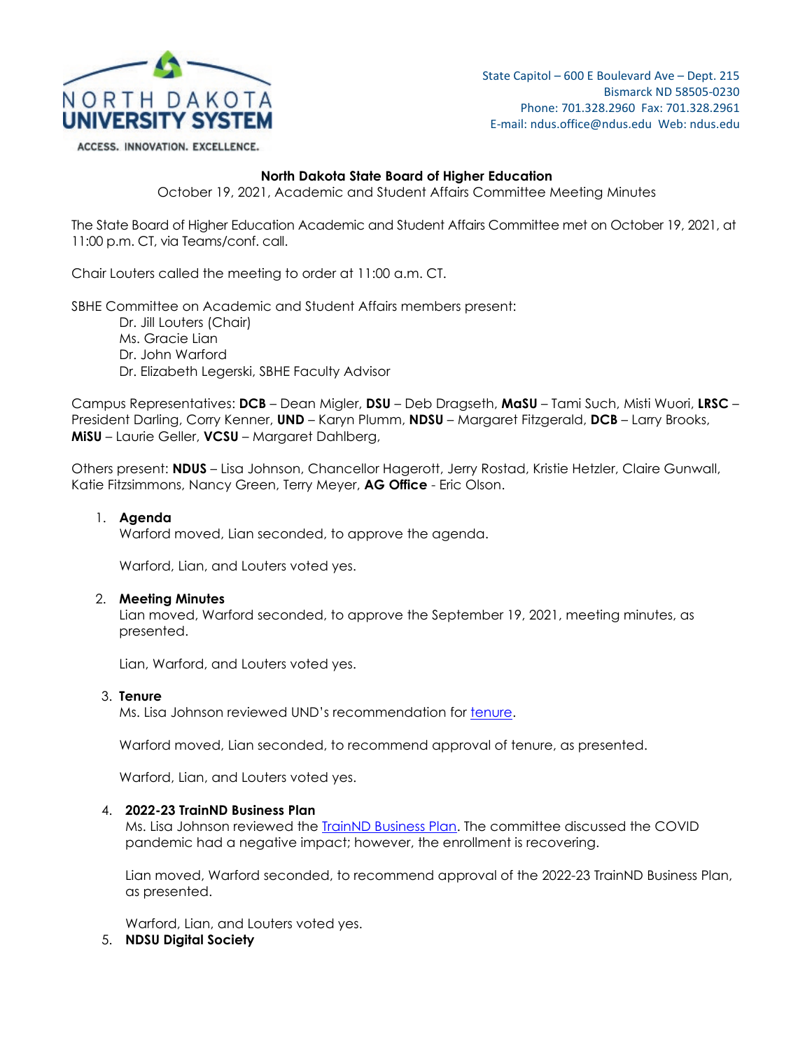State Capitol – 600 E Boulevard Ave – Dept. 215
Bismarck ND 58505-0230
Phone: 701.328.2960 Fax: 701.328.2961
E-mail: ndus.office@ndus.edu Web: ndus.edu

**North Dakota State Board of Higher Education**
October 19, 2021, Academic and Student Affairs Committee Meeting Minutes

The State Board of Higher Education Academic and Student Affairs Committee met on October 19, 2021, at 11:00 p.m. CT, via Teams/conf. call.

Chair Louters called the meeting to order at 11:00 a.m. CT.

SBHE Committee on Academic and Student Affairs members present:

Dr. Jill Louters (Chair)
Ms. Gracie Lian
Dr. John Warford
Dr. Elizabeth Legerski, SBHE Faculty Advisor

Campus Representatives: **DCB** – Dean Migler, **DSU** – Deb Dragseth, **MaSU** – Tami Such, Misti Wuori, **LRSC** – President Darling, Corry Kenner, **UND** – Karyn Plumm, **NDSU** – Margaret Fitzgerald, **DCB** – Larry Brooks, **MiSU** – Laurie Geller, **VCSU** – Margaret Dahlberg,

Others present: **NDUS** – Lisa Johnson, Chancellor Hagerott, Jerry Rostad, Kristie Hetzler, Claire Gunwall, Katie Fitzsimmons, Nancy Green, Terry Meyer, **AG Office** - Eric Olson.

1. **Agenda**
   Warford moved, Lian seconded, to approve the agenda.

   Warford, Lian, and Louters voted yes.

2. **Meeting Minutes**
   Lian moved, Warford seconded, to approve the September 19, 2021, meeting minutes, as presented.

   Lian, Warford, and Louters voted yes.

3. **Tenure**
   Ms. Lisa Johnson reviewed UND's recommendation for tenure.

   Warford moved, Lian seconded, to recommend approval of tenure, as presented.

   Warford, Lian, and Louters voted yes.

4. **2022-23 TrainND Business Plan**
   Ms. Lisa Johnson reviewed the TrainND Business Plan. The committee discussed the COVID pandemic had a negative impact; however, the enrollment is recovering.

   Lian moved, Warford seconded, to recommend approval of the 2022-23 TrainND Business Plan, as presented.

   Warford, Lian, and Louters voted yes.

5. **NDSU Digital Society**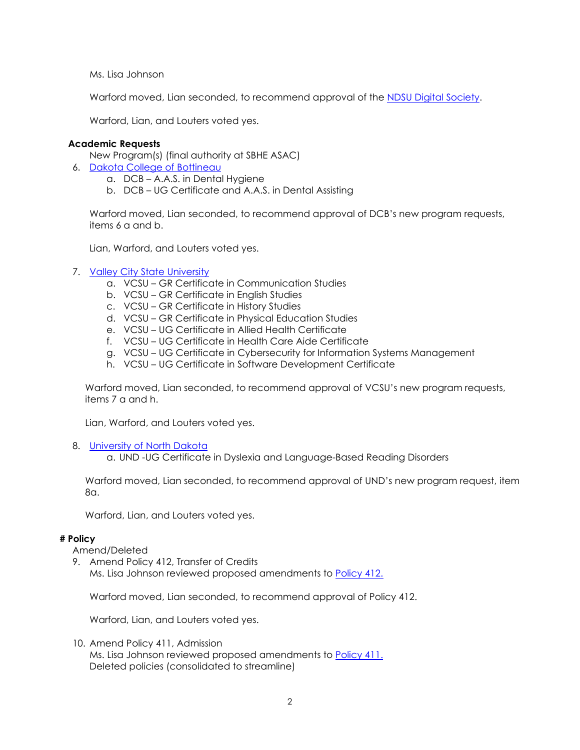Ms. Lisa Johnson

Warford moved, Lian seconded, to recommend approval of the NDSU Digital Society.

Warford, Lian, and Louters voted yes.

**Academic Requests**

New Program(s) (final authority at SBHE ASAC)

6. Dakota College of Bottineau
   a. DCB – A.A.S. in Dental Hygiene
   b. DCB – UG Certificate and A.A.S. in Dental Assisting

Warford moved, Lian seconded, to recommend approval of DCB's new program requests, items 6 a and b.

Lian, Warford, and Louters voted yes.

7. Valley City State University
   a. VCSU – GR Certificate in Communication Studies
   b. VCSU – GR Certificate in English Studies
   c. VCSU – GR Certificate in History Studies
   d. VCSU – GR Certificate in Physical Education Studies
   e. VCSU – UG Certificate in Allied Health Certificate
   f. VCSU – UG Certificate in Health Care Aide Certificate
   g. VCSU – UG Certificate in Cybersecurity for Information Systems Management
   h. VCSU – UG Certificate in Software Development Certificate

Warford moved, Lian seconded, to recommend approval of VCSU's new program requests, items 7 a and h.

Lian, Warford, and Louters voted yes.

8. University of North Dakota
   a. UND -UG Certificate in Dyslexia and Language-Based Reading Disorders

Warford moved, Lian seconded, to recommend approval of UND's new program request, item 8a.

Warford, Lian, and Louters voted yes.

**# Policy**

Amend/Deleted

9. Amend Policy 412, Transfer of Credits
   Ms. Lisa Johnson reviewed proposed amendments to Policy 412.

   Warford moved, Lian seconded, to recommend approval of Policy 412.

   Warford, Lian, and Louters voted yes.

10. Amend Policy 411, Admission
    Ms. Lisa Johnson reviewed proposed amendments to Policy 411.
    Deleted policies (consolidated to streamline)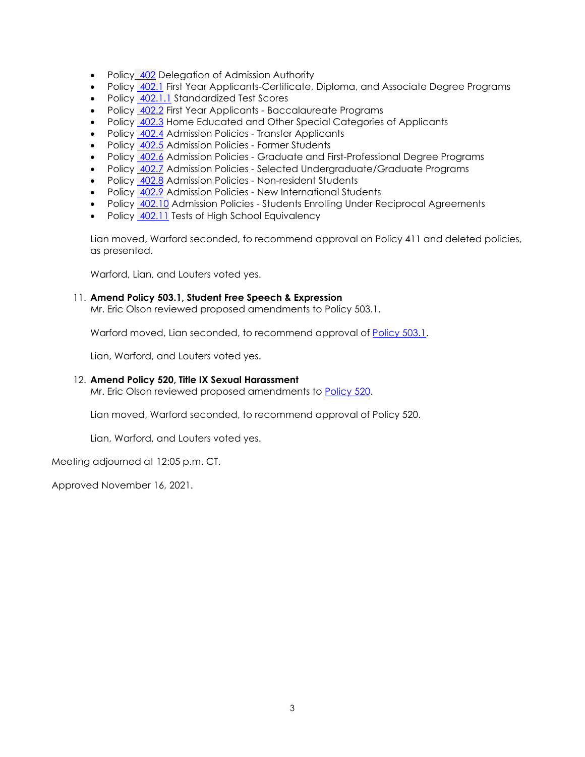- Policy 402 Delegation of Admission Authority
- Policy 402.1 First Year Applicants-Certificate, Diploma, and Associate Degree Programs
- Policy 402.1.1 Standardized Test Scores
- Policy 402.2 First Year Applicants - Baccalaureate Programs
- Policy 402.3 Home Educated and Other Special Categories of Applicants
- Policy 402.4 Admission Policies - Transfer Applicants
- Policy 402.5 Admission Policies - Former Students
- Policy 402.6 Admission Policies - Graduate and First-Professional Degree Programs
- Policy 402.7 Admission Policies - Selected Undergraduate/Graduate Programs
- Policy 402.8 Admission Policies - Non-resident Students
- Policy 402.9 Admission Policies - New International Students
- Policy 402.10 Admission Policies - Students Enrolling Under Reciprocal Agreements
- Policy 402.11 Tests of High School Equivalency

Lian moved, Warford seconded, to recommend approval on Policy 411 and deleted policies, as presented.

Warford, Lian, and Louters voted yes.

11. **Amend Policy 503.1, Student Free Speech & Expression**
Mr. Eric Olson reviewed proposed amendments to Policy 503.1.

Warford moved, Lian seconded, to recommend approval of Policy 503.1.

Lian, Warford, and Louters voted yes.

12. **Amend Policy 520, Title IX Sexual Harassment**
Mr. Eric Olson reviewed proposed amendments to Policy 520.

Lian moved, Warford seconded, to recommend approval of Policy 520.

Lian, Warford, and Louters voted yes.

Meeting adjourned at 12:05 p.m. CT.

Approved November 16, 2021.